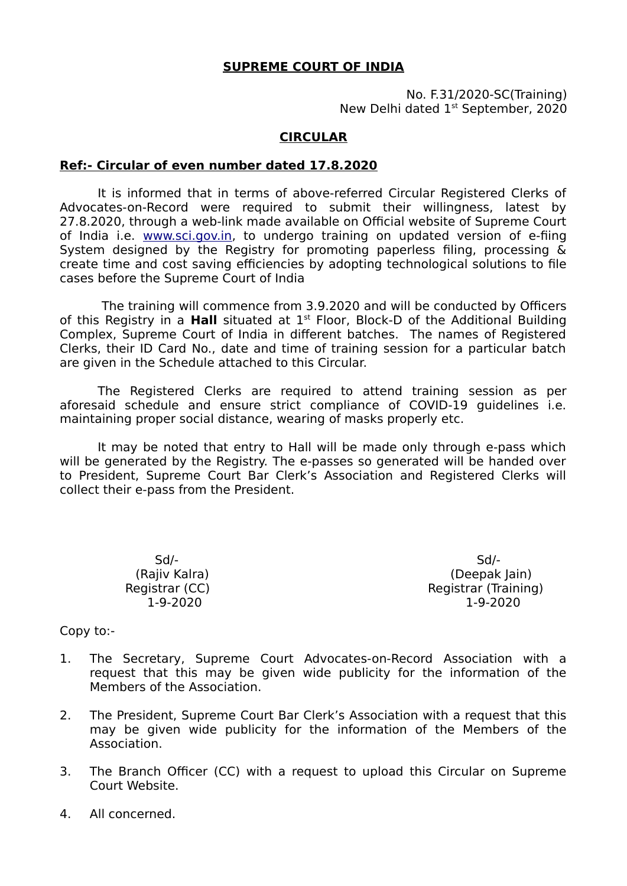# SUPREME COURT OF INDIA

No. F.31/2020-SC(Training)
New Delhi dated 1st September, 2020

## CIRCULAR

**Ref:- Circular of even number dated 17.8.2020**

It is informed that in terms of above-referred Circular Registered Clerks of Advocates-on-Record were required to submit their willingness, latest by 27.8.2020, through a web-link made available on Official website of Supreme Court of India i.e. www.sci.gov.in, to undergo training on updated version of e-fiing System designed by the Registry for promoting paperless filing, processing & create time and cost saving efficiencies by adopting technological solutions to file cases before the Supreme Court of India

The training will commence from 3.9.2020 and will be conducted by Officers of this Registry in a **Hall** situated at 1st Floor, Block-D of the Additional Building Complex, Supreme Court of India in different batches. The names of Registered Clerks, their ID Card No., date and time of training session for a particular batch are given in the Schedule attached to this Circular.

The Registered Clerks are required to attend training session as per aforesaid schedule and ensure strict compliance of COVID-19 guidelines i.e. maintaining proper social distance, wearing of masks properly etc.

It may be noted that entry to Hall will be made only through e-pass which will be generated by the Registry. The e-passes so generated will be handed over to President, Supreme Court Bar Clerk's Association and Registered Clerks will collect their e-pass from the President.

Sd/-
(Rajiv Kalra)
Registrar (CC)
1-9-2020

Sd/-
(Deepak Jain)
Registrar (Training)
1-9-2020

Copy to:-

1. The Secretary, Supreme Court Advocates-on-Record Association with a request that this may be given wide publicity for the information of the Members of the Association.
2. The President, Supreme Court Bar Clerk's Association with a request that this may be given wide publicity for the information of the Members of the Association.
3. The Branch Officer (CC) with a request to upload this Circular on Supreme Court Website.
4. All concerned.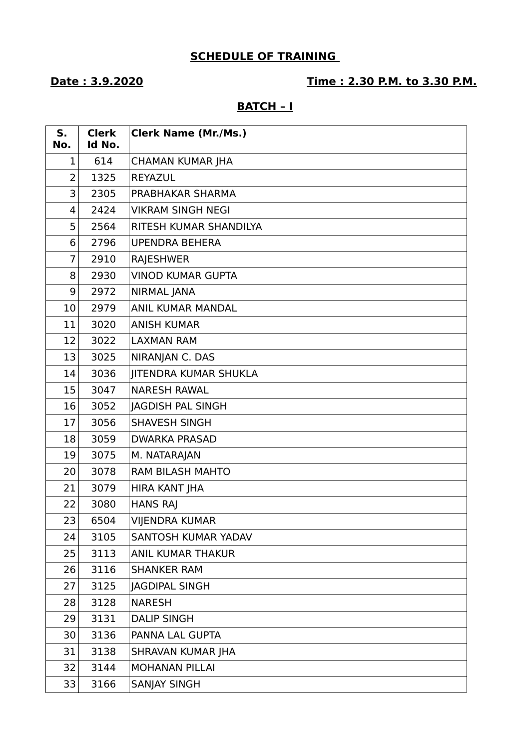**SCHEDULE OF TRAINING**

**Date : 3.9.2020** **Time : 2.30 P.M. to 3.30 P.M.**

**BATCH – I**

| S. No. | Clerk Id No. | Clerk Name (Mr./Ms.) |
|---|---|---|
| 1 | 614 | CHAMAN KUMAR JHA |
| 2 | 1325 | REYAZUL |
| 3 | 2305 | PRABHAKAR SHARMA |
| 4 | 2424 | VIKRAM SINGH NEGI |
| 5 | 2564 | RITESH KUMAR SHANDILYA |
| 6 | 2796 | UPENDRA BEHERA |
| 7 | 2910 | RAJESHWER |
| 8 | 2930 | VINOD KUMAR GUPTA |
| 9 | 2972 | NIRMAL JANA |
| 10 | 2979 | ANIL KUMAR MANDAL |
| 11 | 3020 | ANISH KUMAR |
| 12 | 3022 | LAXMAN RAM |
| 13 | 3025 | NIRANJAN C. DAS |
| 14 | 3036 | JITENDRA KUMAR SHUKLA |
| 15 | 3047 | NARESH RAWAL |
| 16 | 3052 | JAGDISH PAL SINGH |
| 17 | 3056 | SHAVESH SINGH |
| 18 | 3059 | DWARKA PRASAD |
| 19 | 3075 | M. NATARAJAN |
| 20 | 3078 | RAM BILASH MAHTO |
| 21 | 3079 | HIRA KANT JHA |
| 22 | 3080 | HANS RAJ |
| 23 | 6504 | VIJENDRA KUMAR |
| 24 | 3105 | SANTOSH KUMAR YADAV |
| 25 | 3113 | ANIL KUMAR THAKUR |
| 26 | 3116 | SHANKER RAM |
| 27 | 3125 | JAGDIPAL SINGH |
| 28 | 3128 | NARESH |
| 29 | 3131 | DALIP SINGH |
| 30 | 3136 | PANNA LAL GUPTA |
| 31 | 3138 | SHRAVAN KUMAR JHA |
| 32 | 3144 | MOHANAN PILLAI |
| 33 | 3166 | SANJAY SINGH |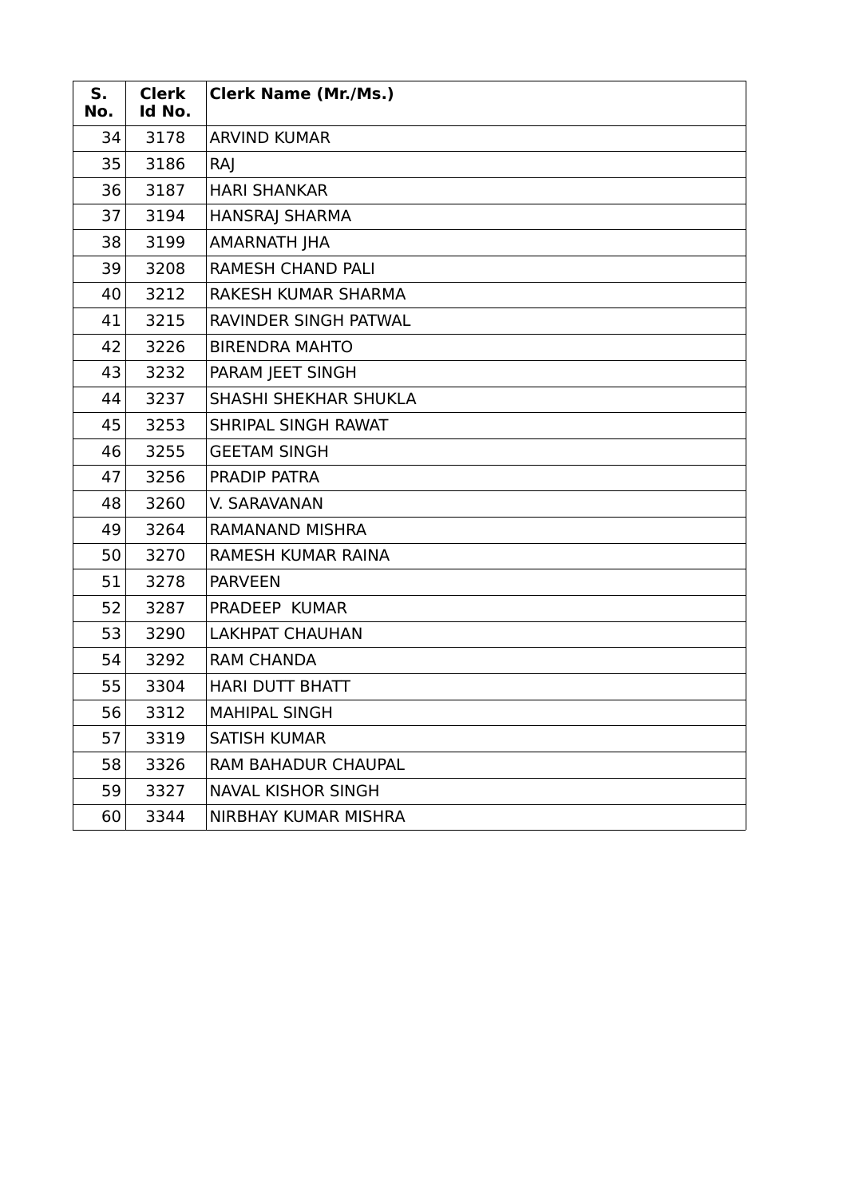| S. No. | Clerk Id No. | Clerk Name (Mr./Ms.) |
|---|---|---|
| 34 | 3178 | ARVIND KUMAR |
| 35 | 3186 | RAJ |
| 36 | 3187 | HARI SHANKAR |
| 37 | 3194 | HANSRAJ SHARMA |
| 38 | 3199 | AMARNATH JHA |
| 39 | 3208 | RAMESH CHAND PALI |
| 40 | 3212 | RAKESH KUMAR SHARMA |
| 41 | 3215 | RAVINDER SINGH PATWAL |
| 42 | 3226 | BIRENDRA MAHTO |
| 43 | 3232 | PARAM JEET SINGH |
| 44 | 3237 | SHASHI SHEKHAR SHUKLA |
| 45 | 3253 | SHRIPAL SINGH RAWAT |
| 46 | 3255 | GEETAM SINGH |
| 47 | 3256 | PRADIP PATRA |
| 48 | 3260 | V. SARAVANAN |
| 49 | 3264 | RAMANAND MISHRA |
| 50 | 3270 | RAMESH KUMAR RAINA |
| 51 | 3278 | PARVEEN |
| 52 | 3287 | PRADEEP KUMAR |
| 53 | 3290 | LAKHPAT CHAUHAN |
| 54 | 3292 | RAM CHANDA |
| 55 | 3304 | HARI DUTT BHATT |
| 56 | 3312 | MAHIPAL SINGH |
| 57 | 3319 | SATISH KUMAR |
| 58 | 3326 | RAM BAHADUR CHAUPAL |
| 59 | 3327 | NAVAL KISHOR SINGH |
| 60 | 3344 | NIRBHAY KUMAR MISHRA |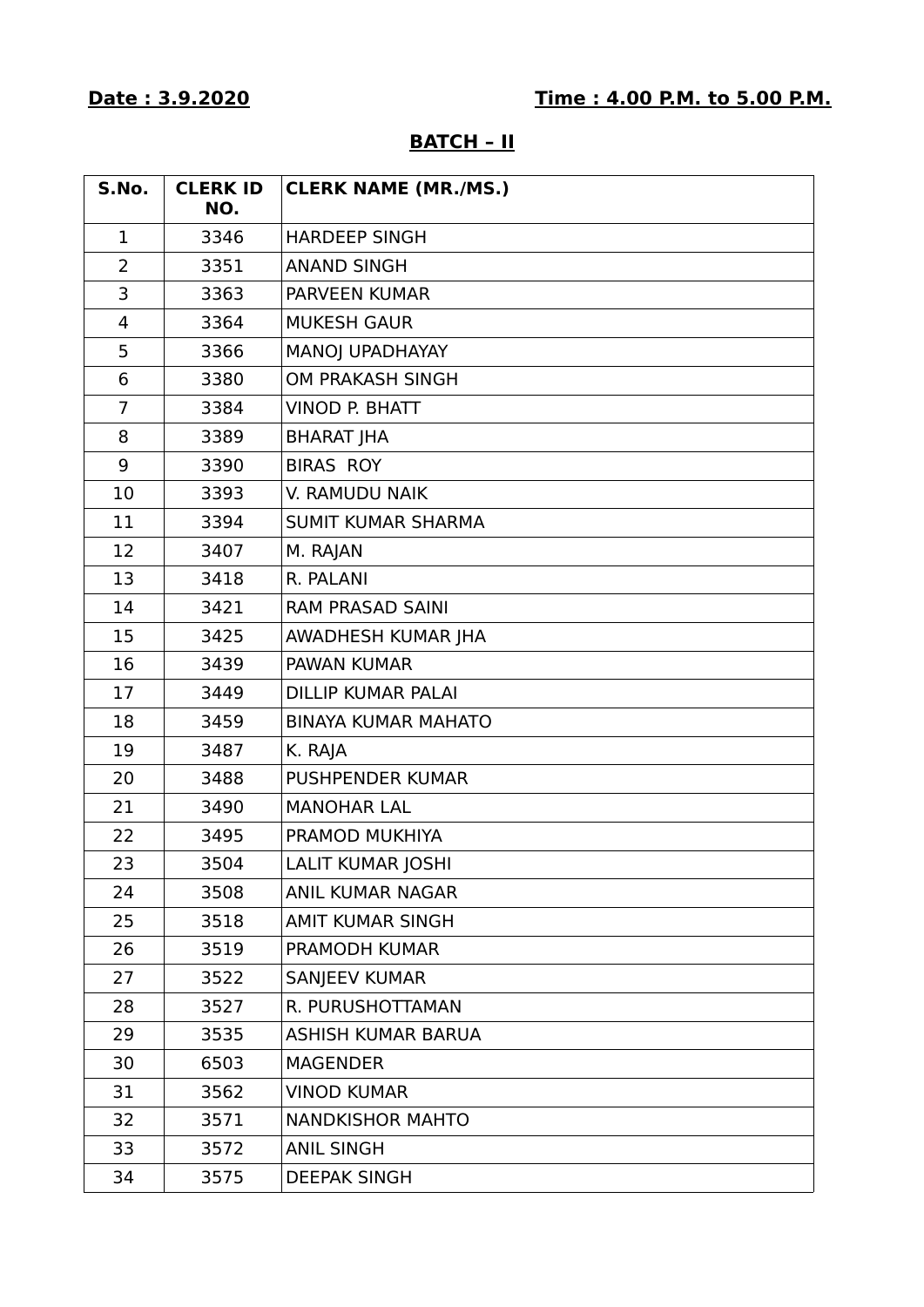**Date : 3.9.2020** **Time : 4.00 P.M. to 5.00 P.M.**

## BATCH – II

| S.No. | CLERK ID NO. | CLERK NAME (MR./MS.) |
|---|---|---|
| 1 | 3346 | HARDEEP SINGH |
| 2 | 3351 | ANAND SINGH |
| 3 | 3363 | PARVEEN KUMAR |
| 4 | 3364 | MUKESH GAUR |
| 5 | 3366 | MANOJ UPADHAYAY |
| 6 | 3380 | OM PRAKASH SINGH |
| 7 | 3384 | VINOD P. BHATT |
| 8 | 3389 | BHARAT JHA |
| 9 | 3390 | BIRAS ROY |
| 10 | 3393 | V. RAMUDU NAIK |
| 11 | 3394 | SUMIT KUMAR SHARMA |
| 12 | 3407 | M. RAJAN |
| 13 | 3418 | R. PALANI |
| 14 | 3421 | RAM PRASAD SAINI |
| 15 | 3425 | AWADHESH KUMAR JHA |
| 16 | 3439 | PAWAN KUMAR |
| 17 | 3449 | DILLIP KUMAR PALAI |
| 18 | 3459 | BINAYA KUMAR MAHATO |
| 19 | 3487 | K. RAJA |
| 20 | 3488 | PUSHPENDER KUMAR |
| 21 | 3490 | MANOHAR LAL |
| 22 | 3495 | PRAMOD MUKHIYA |
| 23 | 3504 | LALIT KUMAR JOSHI |
| 24 | 3508 | ANIL KUMAR NAGAR |
| 25 | 3518 | AMIT KUMAR SINGH |
| 26 | 3519 | PRAMODH KUMAR |
| 27 | 3522 | SANJEEV KUMAR |
| 28 | 3527 | R. PURUSHOTTAMAN |
| 29 | 3535 | ASHISH KUMAR BARUA |
| 30 | 6503 | MAGENDER |
| 31 | 3562 | VINOD KUMAR |
| 32 | 3571 | NANDKISHOR MAHTO |
| 33 | 3572 | ANIL SINGH |
| 34 | 3575 | DEEPAK SINGH |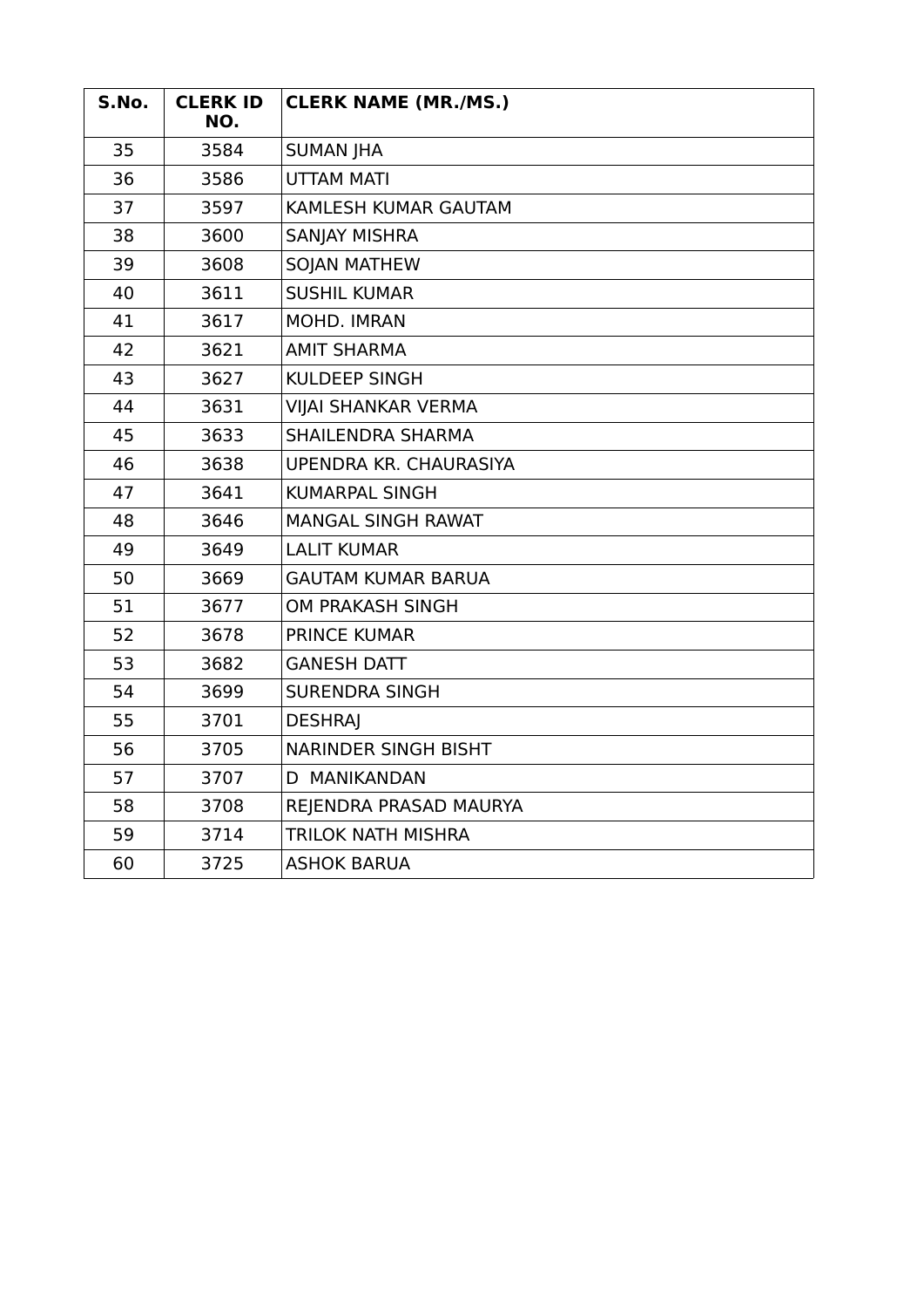| S.No. | CLERK ID NO. | CLERK NAME (MR./MS.) |
|---|---|---|
| 35 | 3584 | SUMAN JHA |
| 36 | 3586 | UTTAM MATI |
| 37 | 3597 | KAMLESH KUMAR GAUTAM |
| 38 | 3600 | SANJAY MISHRA |
| 39 | 3608 | SOJAN MATHEW |
| 40 | 3611 | SUSHIL KUMAR |
| 41 | 3617 | MOHD. IMRAN |
| 42 | 3621 | AMIT SHARMA |
| 43 | 3627 | KULDEEP SINGH |
| 44 | 3631 | VIJAI SHANKAR VERMA |
| 45 | 3633 | SHAILENDRA SHARMA |
| 46 | 3638 | UPENDRA KR. CHAURASIYA |
| 47 | 3641 | KUMARPAL SINGH |
| 48 | 3646 | MANGAL SINGH RAWAT |
| 49 | 3649 | LALIT KUMAR |
| 50 | 3669 | GAUTAM KUMAR BARUA |
| 51 | 3677 | OM PRAKASH SINGH |
| 52 | 3678 | PRINCE KUMAR |
| 53 | 3682 | GANESH DATT |
| 54 | 3699 | SURENDRA SINGH |
| 55 | 3701 | DESHRAJ |
| 56 | 3705 | NARINDER SINGH BISHT |
| 57 | 3707 | D MANIKANDAN |
| 58 | 3708 | REJENDRA PRASAD MAURYA |
| 59 | 3714 | TRILOK NATH MISHRA |
| 60 | 3725 | ASHOK BARUA |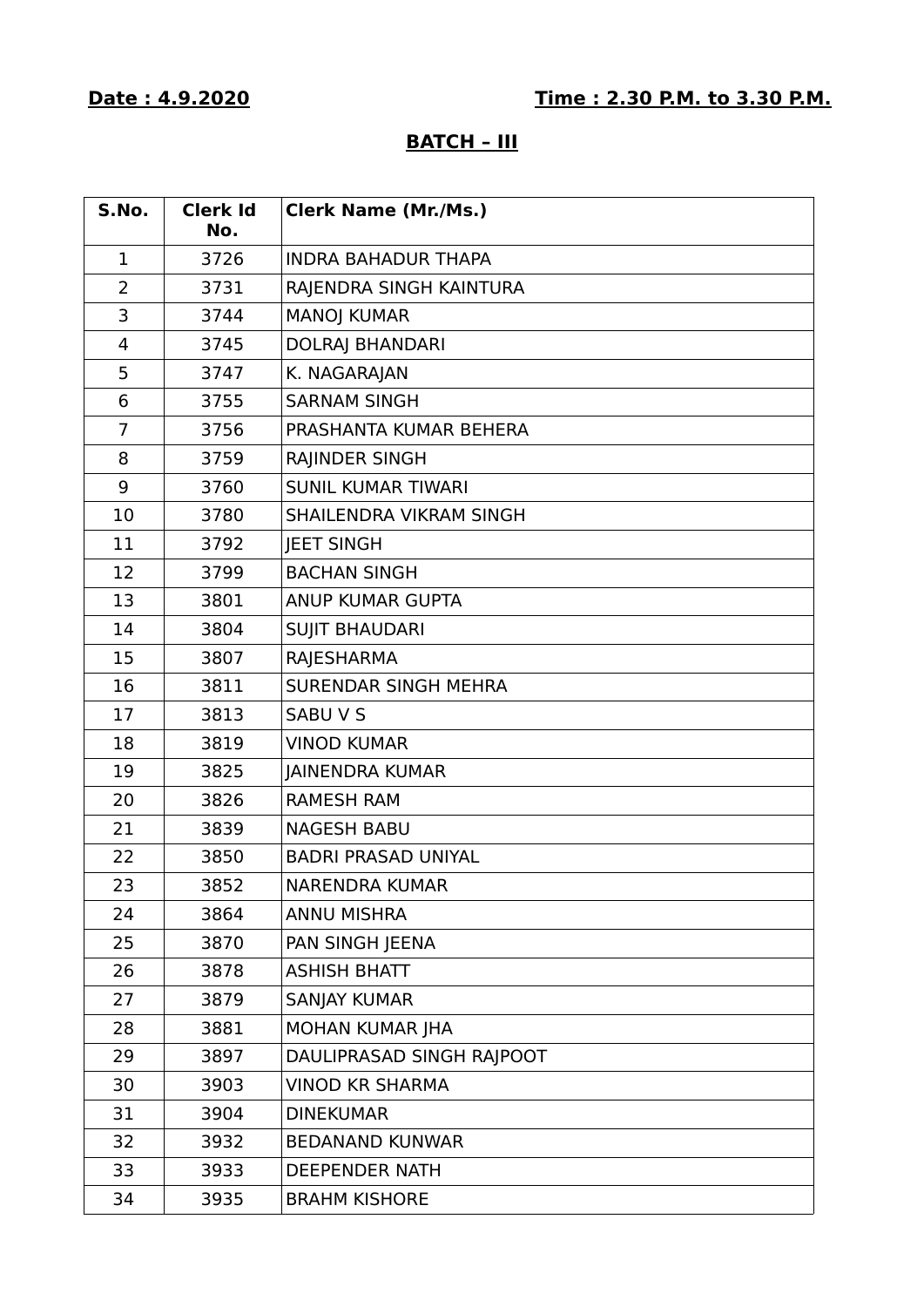**Date : 4.9.2020** **Time : 2.30 P.M. to 3.30 P.M.**

## BATCH – III

| S.No. | Clerk Id No. | Clerk Name (Mr./Ms.) |
|---|---|---|
| 1 | 3726 | INDRA BAHADUR THAPA |
| 2 | 3731 | RAJENDRA SINGH KAINTURA |
| 3 | 3744 | MANOJ KUMAR |
| 4 | 3745 | DOLRAJ BHANDARI |
| 5 | 3747 | K. NAGARAJAN |
| 6 | 3755 | SARNAM SINGH |
| 7 | 3756 | PRASHANTA KUMAR BEHERA |
| 8 | 3759 | RAJINDER SINGH |
| 9 | 3760 | SUNIL KUMAR TIWARI |
| 10 | 3780 | SHAILENDRA VIKRAM SINGH |
| 11 | 3792 | JEET SINGH |
| 12 | 3799 | BACHAN SINGH |
| 13 | 3801 | ANUP KUMAR GUPTA |
| 14 | 3804 | SUJIT BHAUDARI |
| 15 | 3807 | RAJESHARMA |
| 16 | 3811 | SURENDAR SINGH MEHRA |
| 17 | 3813 | SABU V S |
| 18 | 3819 | VINOD KUMAR |
| 19 | 3825 | JAINENDRA KUMAR |
| 20 | 3826 | RAMESH RAM |
| 21 | 3839 | NAGESH BABU |
| 22 | 3850 | BADRI PRASAD UNIYAL |
| 23 | 3852 | NARENDRA KUMAR |
| 24 | 3864 | ANNU MISHRA |
| 25 | 3870 | PAN SINGH JEENA |
| 26 | 3878 | ASHISH BHATT |
| 27 | 3879 | SANJAY KUMAR |
| 28 | 3881 | MOHAN KUMAR JHA |
| 29 | 3897 | DAULIPRASAD SINGH RAJPOOT |
| 30 | 3903 | VINOD KR SHARMA |
| 31 | 3904 | DINEKUMAR |
| 32 | 3932 | BEDANAND KUNWAR |
| 33 | 3933 | DEEPENDER NATH |
| 34 | 3935 | BRAHM KISHORE |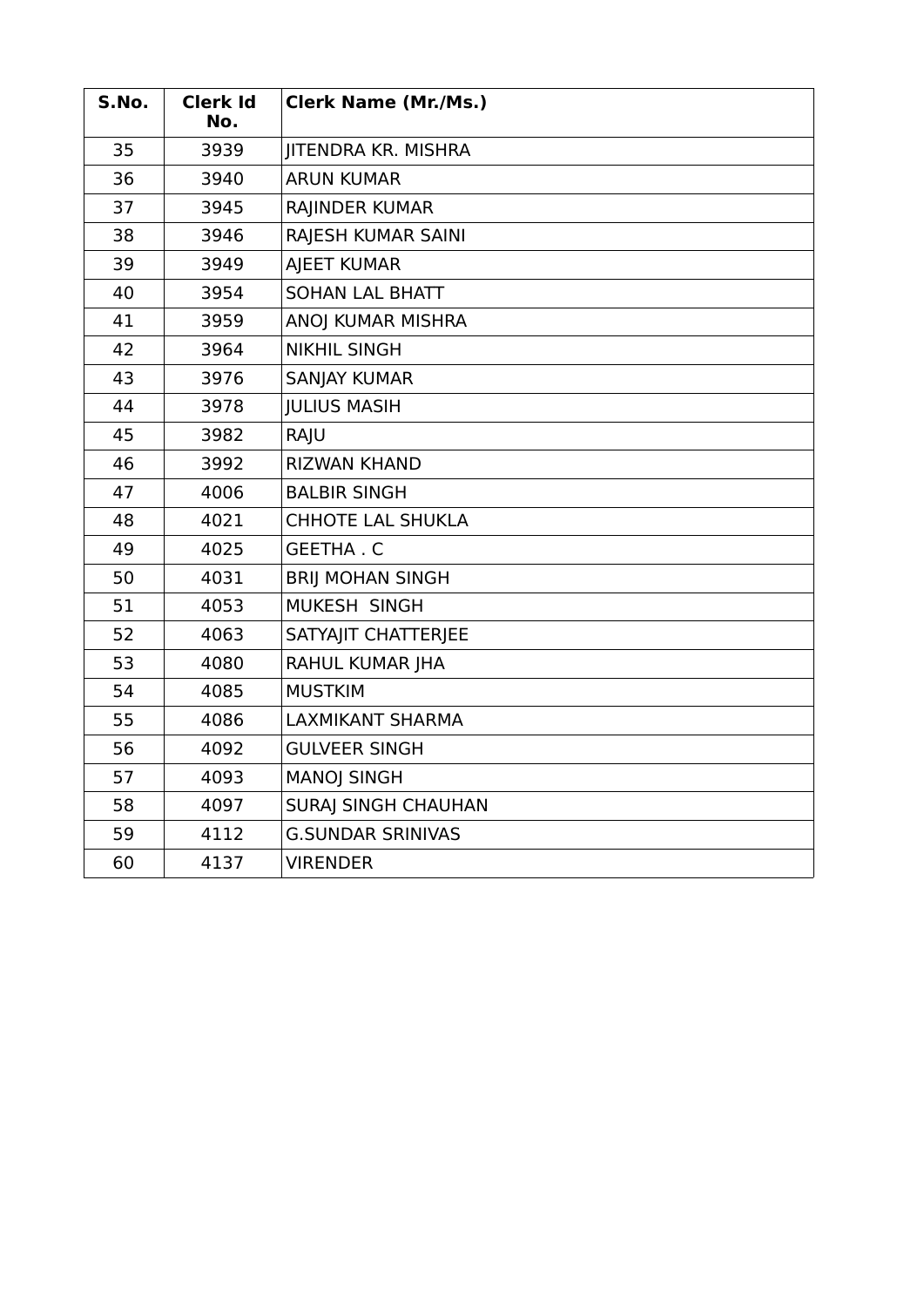| S.No. | Clerk Id No. | Clerk Name (Mr./Ms.) |
| --- | --- | --- |
| 35 | 3939 | JITENDRA KR. MISHRA |
| 36 | 3940 | ARUN KUMAR |
| 37 | 3945 | RAJINDER KUMAR |
| 38 | 3946 | RAJESH KUMAR SAINI |
| 39 | 3949 | AJEET KUMAR |
| 40 | 3954 | SOHAN LAL BHATT |
| 41 | 3959 | ANOJ KUMAR MISHRA |
| 42 | 3964 | NIKHIL SINGH |
| 43 | 3976 | SANJAY KUMAR |
| 44 | 3978 | JULIUS MASIH |
| 45 | 3982 | RAJU |
| 46 | 3992 | RIZWAN KHAND |
| 47 | 4006 | BALBIR SINGH |
| 48 | 4021 | CHHOTE LAL SHUKLA |
| 49 | 4025 | GEETHA . C |
| 50 | 4031 | BRIJ MOHAN SINGH |
| 51 | 4053 | MUKESH SINGH |
| 52 | 4063 | SATYAJIT CHATTERJEE |
| 53 | 4080 | RAHUL KUMAR JHA |
| 54 | 4085 | MUSTKIM |
| 55 | 4086 | LAXMIKANT SHARMA |
| 56 | 4092 | GULVEER SINGH |
| 57 | 4093 | MANOJ SINGH |
| 58 | 4097 | SURAJ SINGH CHAUHAN |
| 59 | 4112 | G.SUNDAR SRINIVAS |
| 60 | 4137 | VIRENDER |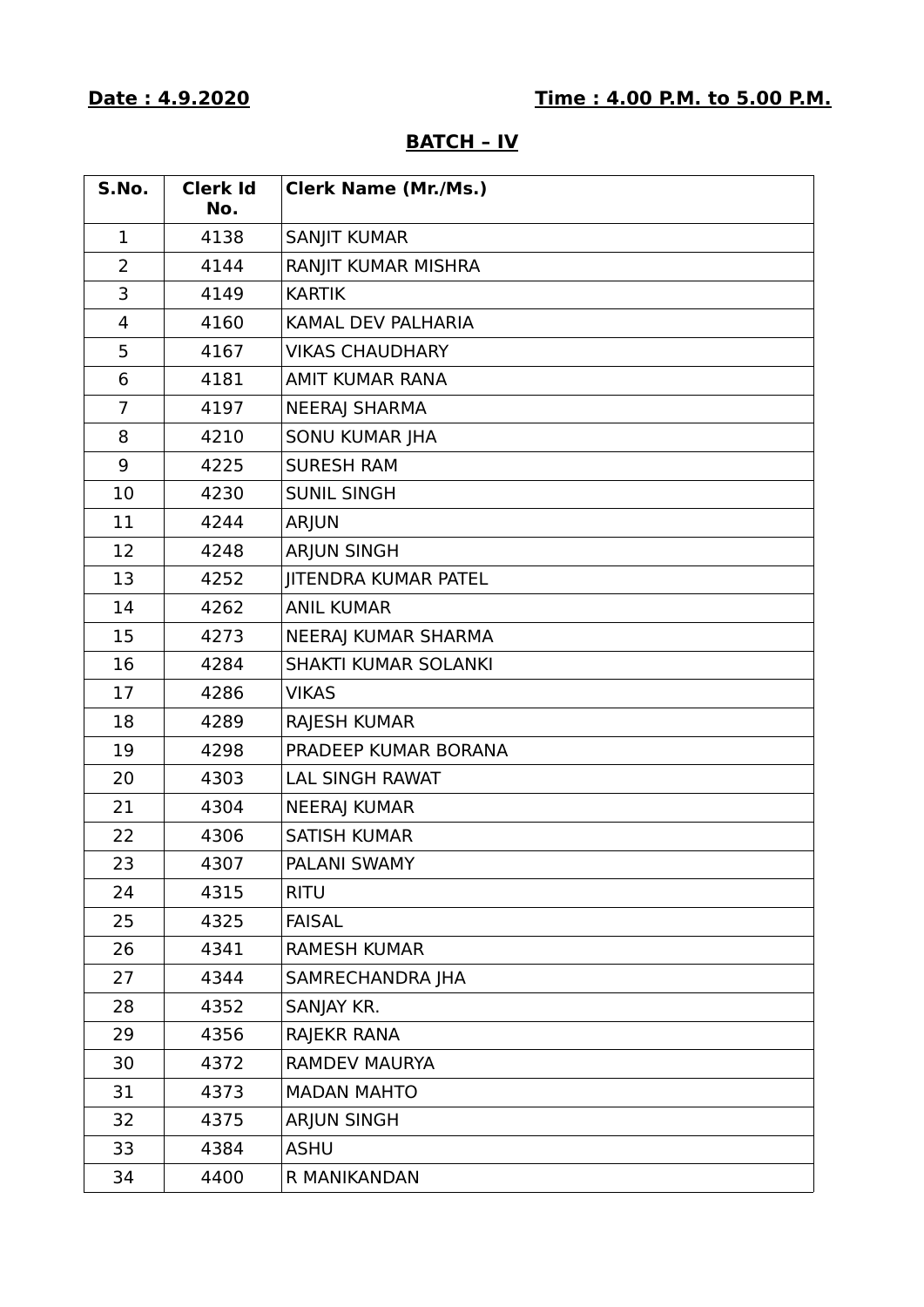**Date : 4.9.2020** **Time : 4.00 P.M. to 5.00 P.M.**

## BATCH – IV

| S.No. | Clerk Id No. | Clerk Name (Mr./Ms.) |
|---|---|---|
| 1 | 4138 | SANJIT KUMAR |
| 2 | 4144 | RANJIT KUMAR MISHRA |
| 3 | 4149 | KARTIK |
| 4 | 4160 | KAMAL DEV PALHARIA |
| 5 | 4167 | VIKAS CHAUDHARY |
| 6 | 4181 | AMIT KUMAR RANA |
| 7 | 4197 | NEERAJ SHARMA |
| 8 | 4210 | SONU KUMAR JHA |
| 9 | 4225 | SURESH RAM |
| 10 | 4230 | SUNIL SINGH |
| 11 | 4244 | ARJUN |
| 12 | 4248 | ARJUN SINGH |
| 13 | 4252 | JITENDRA KUMAR PATEL |
| 14 | 4262 | ANIL KUMAR |
| 15 | 4273 | NEERAJ KUMAR SHARMA |
| 16 | 4284 | SHAKTI KUMAR SOLANKI |
| 17 | 4286 | VIKAS |
| 18 | 4289 | RAJESH KUMAR |
| 19 | 4298 | PRADEEP KUMAR BORANA |
| 20 | 4303 | LAL SINGH RAWAT |
| 21 | 4304 | NEERAJ KUMAR |
| 22 | 4306 | SATISH KUMAR |
| 23 | 4307 | PALANI SWAMY |
| 24 | 4315 | RITU |
| 25 | 4325 | FAISAL |
| 26 | 4341 | RAMESH KUMAR |
| 27 | 4344 | SAMRECHANDRA JHA |
| 28 | 4352 | SANJAY KR. |
| 29 | 4356 | RAJEKR RANA |
| 30 | 4372 | RAMDEV MAURYA |
| 31 | 4373 | MADAN MAHTO |
| 32 | 4375 | ARJUN SINGH |
| 33 | 4384 | ASHU |
| 34 | 4400 | R MANIKANDAN |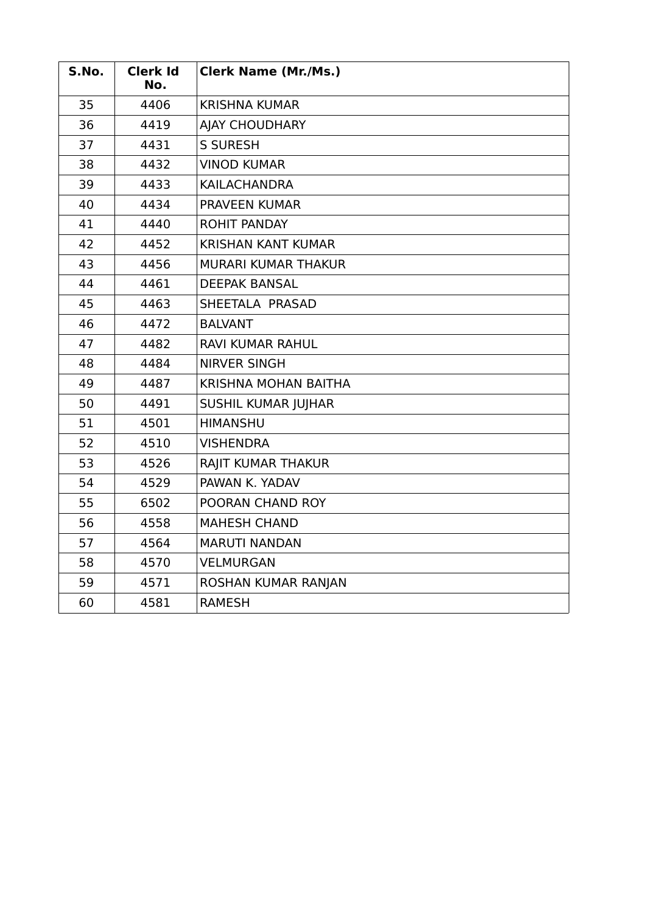| S.No. | Clerk Id No. | Clerk Name (Mr./Ms.) |
|---|---|---|
| 35 | 4406 | KRISHNA KUMAR |
| 36 | 4419 | AJAY CHOUDHARY |
| 37 | 4431 | S SURESH |
| 38 | 4432 | VINOD KUMAR |
| 39 | 4433 | KAILACHANDRA |
| 40 | 4434 | PRAVEEN KUMAR |
| 41 | 4440 | ROHIT PANDAY |
| 42 | 4452 | KRISHAN KANT KUMAR |
| 43 | 4456 | MURARI KUMAR THAKUR |
| 44 | 4461 | DEEPAK BANSAL |
| 45 | 4463 | SHEETALA PRASAD |
| 46 | 4472 | BALVANT |
| 47 | 4482 | RAVI KUMAR RAHUL |
| 48 | 4484 | NIRVER SINGH |
| 49 | 4487 | KRISHNA MOHAN BAITHA |
| 50 | 4491 | SUSHIL KUMAR JUJHAR |
| 51 | 4501 | HIMANSHU |
| 52 | 4510 | VISHENDRA |
| 53 | 4526 | RAJIT KUMAR THAKUR |
| 54 | 4529 | PAWAN K. YADAV |
| 55 | 6502 | POORAN CHAND ROY |
| 56 | 4558 | MAHESH CHAND |
| 57 | 4564 | MARUTI NANDAN |
| 58 | 4570 | VELMURGAN |
| 59 | 4571 | ROSHAN KUMAR RANJAN |
| 60 | 4581 | RAMESH |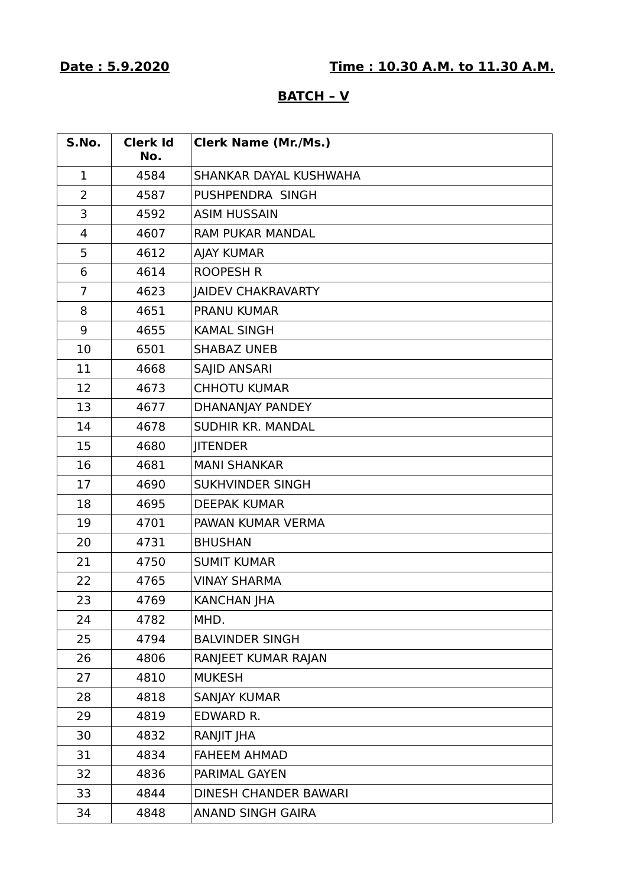**Date : 5.9.2020** **Time : 10.30 A.M. to 11.30 A.M.**

## BATCH – V

| S.No. | Clerk Id No. | Clerk Name (Mr./Ms.) |
|---|---|---|
| 1 | 4584 | SHANKAR DAYAL KUSHWAHA |
| 2 | 4587 | PUSHPENDRA SINGH |
| 3 | 4592 | ASIM HUSSAIN |
| 4 | 4607 | RAM PUKAR MANDAL |
| 5 | 4612 | AJAY KUMAR |
| 6 | 4614 | ROOPESH R |
| 7 | 4623 | JAIDEV CHAKRAVARTY |
| 8 | 4651 | PRANU KUMAR |
| 9 | 4655 | KAMAL SINGH |
| 10 | 6501 | SHABAZ UNEB |
| 11 | 4668 | SAJID ANSARI |
| 12 | 4673 | CHHOTU KUMAR |
| 13 | 4677 | DHANANJAY PANDEY |
| 14 | 4678 | SUDHIR KR. MANDAL |
| 15 | 4680 | JITENDER |
| 16 | 4681 | MANI SHANKAR |
| 17 | 4690 | SUKHVINDER SINGH |
| 18 | 4695 | DEEPAK KUMAR |
| 19 | 4701 | PAWAN KUMAR VERMA |
| 20 | 4731 | BHUSHAN |
| 21 | 4750 | SUMIT KUMAR |
| 22 | 4765 | VINAY SHARMA |
| 23 | 4769 | KANCHAN JHA |
| 24 | 4782 | MHD. |
| 25 | 4794 | BALVINDER SINGH |
| 26 | 4806 | RANJEET KUMAR RAJAN |
| 27 | 4810 | MUKESH |
| 28 | 4818 | SANJAY KUMAR |
| 29 | 4819 | EDWARD R. |
| 30 | 4832 | RANJIT JHA |
| 31 | 4834 | FAHEEM AHMAD |
| 32 | 4836 | PARIMAL GAYEN |
| 33 | 4844 | DINESH CHANDER BAWARI |
| 34 | 4848 | ANAND SINGH GAIRA |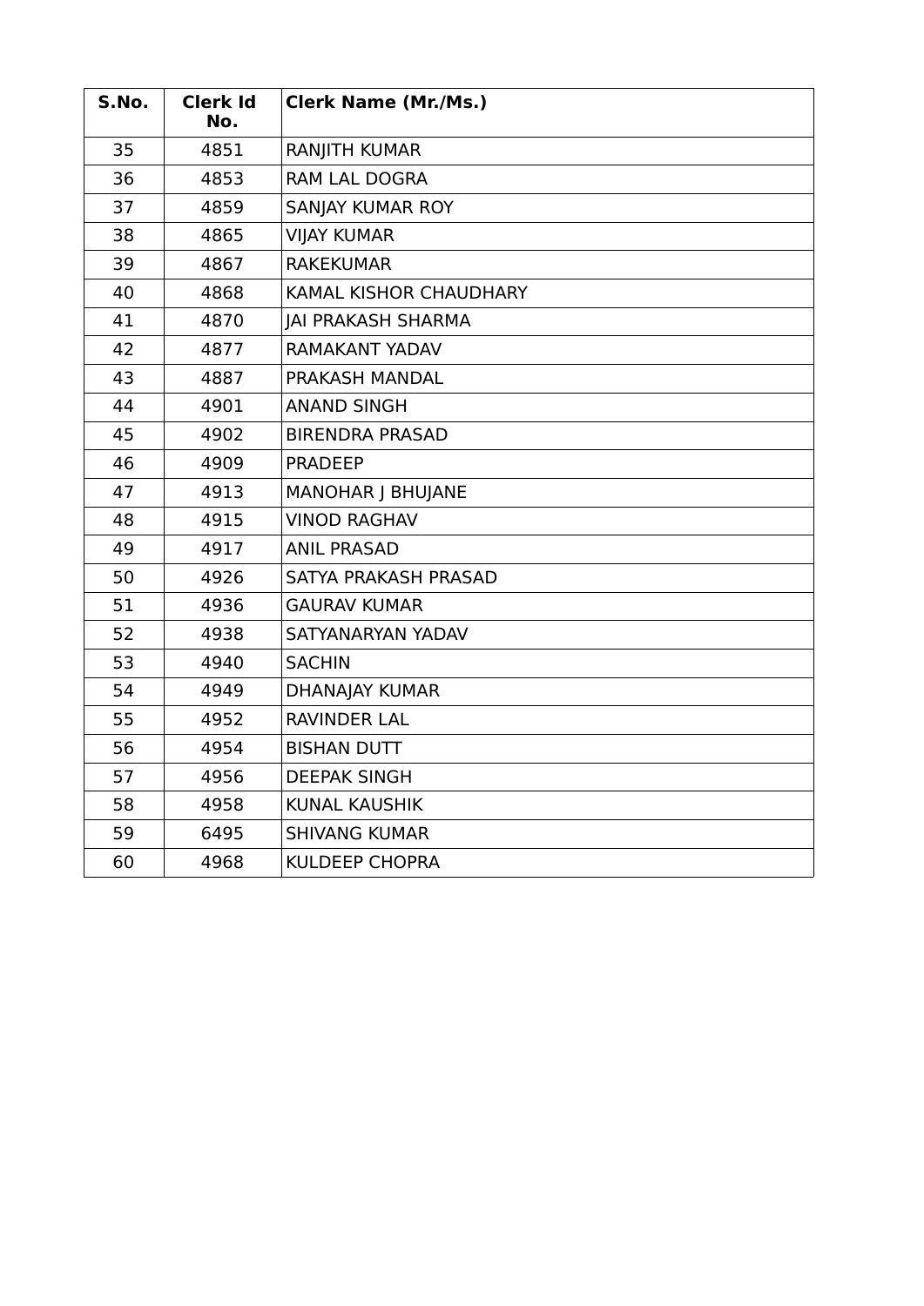| S.No. | Clerk Id No. | Clerk Name (Mr./Ms.) |
|---|---|---|
| 35 | 4851 | RANJITH KUMAR |
| 36 | 4853 | RAM LAL DOGRA |
| 37 | 4859 | SANJAY KUMAR ROY |
| 38 | 4865 | VIJAY KUMAR |
| 39 | 4867 | RAKEKUMAR |
| 40 | 4868 | KAMAL KISHOR CHAUDHARY |
| 41 | 4870 | JAI PRAKASH SHARMA |
| 42 | 4877 | RAMAKANT YADAV |
| 43 | 4887 | PRAKASH MANDAL |
| 44 | 4901 | ANAND SINGH |
| 45 | 4902 | BIRENDRA PRASAD |
| 46 | 4909 | PRADEEP |
| 47 | 4913 | MANOHAR J BHUJANE |
| 48 | 4915 | VINOD RAGHAV |
| 49 | 4917 | ANIL PRASAD |
| 50 | 4926 | SATYA PRAKASH PRASAD |
| 51 | 4936 | GAURAV KUMAR |
| 52 | 4938 | SATYANARYAN YADAV |
| 53 | 4940 | SACHIN |
| 54 | 4949 | DHANAJAY KUMAR |
| 55 | 4952 | RAVINDER LAL |
| 56 | 4954 | BISHAN DUTT |
| 57 | 4956 | DEEPAK SINGH |
| 58 | 4958 | KUNAL KAUSHIK |
| 59 | 6495 | SHIVANG KUMAR |
| 60 | 4968 | KULDEEP CHOPRA |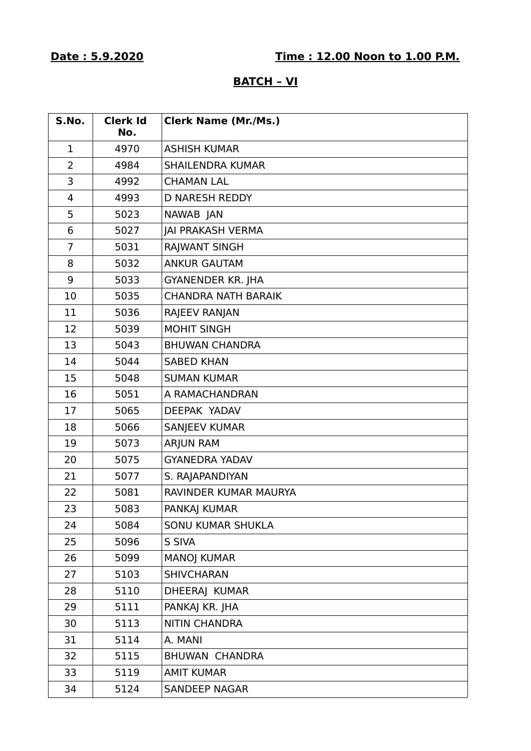**Date : 5.9.2020** **Time : 12.00 Noon to 1.00 P.M.**

**BATCH – VI**

| S.No. | Clerk Id No. | Clerk Name (Mr./Ms.) |
|---|---|---|
| 1 | 4970 | ASHISH KUMAR |
| 2 | 4984 | SHAILENDRA KUMAR |
| 3 | 4992 | CHAMAN LAL |
| 4 | 4993 | D NARESH REDDY |
| 5 | 5023 | NAWAB JAN |
| 6 | 5027 | JAI PRAKASH VERMA |
| 7 | 5031 | RAJWANT SINGH |
| 8 | 5032 | ANKUR GAUTAM |
| 9 | 5033 | GYANENDER KR. JHA |
| 10 | 5035 | CHANDRA NATH BARAIK |
| 11 | 5036 | RAJEEV RANJAN |
| 12 | 5039 | MOHIT SINGH |
| 13 | 5043 | BHUWAN CHANDRA |
| 14 | 5044 | SABED KHAN |
| 15 | 5048 | SUMAN KUMAR |
| 16 | 5051 | A RAMACHANDRAN |
| 17 | 5065 | DEEPAK YADAV |
| 18 | 5066 | SANJEEV KUMAR |
| 19 | 5073 | ARJUN RAM |
| 20 | 5075 | GYANEDRA YADAV |
| 21 | 5077 | S. RAJAPANDIYAN |
| 22 | 5081 | RAVINDER KUMAR MAURYA |
| 23 | 5083 | PANKAJ KUMAR |
| 24 | 5084 | SONU KUMAR SHUKLA |
| 25 | 5096 | S SIVA |
| 26 | 5099 | MANOJ KUMAR |
| 27 | 5103 | SHIVCHARAN |
| 28 | 5110 | DHEERAJ KUMAR |
| 29 | 5111 | PANKAJ KR. JHA |
| 30 | 5113 | NITIN CHANDRA |
| 31 | 5114 | A. MANI |
| 32 | 5115 | BHUWAN CHANDRA |
| 33 | 5119 | AMIT KUMAR |
| 34 | 5124 | SANDEEP NAGAR |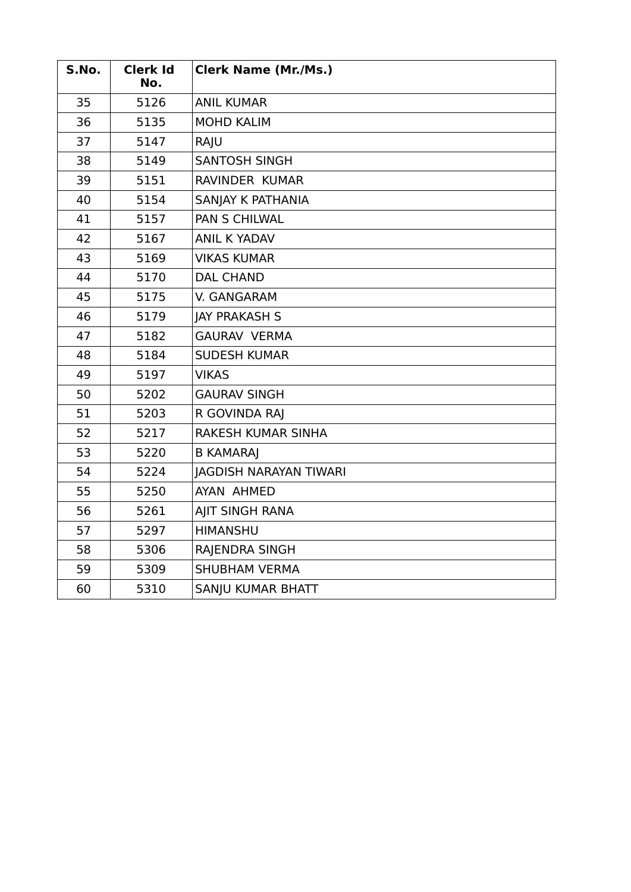| S.No. | Clerk Id No. | Clerk Name (Mr./Ms.) |
|---|---|---|
| 35 | 5126 | ANIL KUMAR |
| 36 | 5135 | MOHD KALIM |
| 37 | 5147 | RAJU |
| 38 | 5149 | SANTOSH SINGH |
| 39 | 5151 | RAVINDER KUMAR |
| 40 | 5154 | SANJAY K PATHANIA |
| 41 | 5157 | PAN S CHILWAL |
| 42 | 5167 | ANIL K YADAV |
| 43 | 5169 | VIKAS KUMAR |
| 44 | 5170 | DAL CHAND |
| 45 | 5175 | V. GANGARAM |
| 46 | 5179 | JAY PRAKASH S |
| 47 | 5182 | GAURAV VERMA |
| 48 | 5184 | SUDESH KUMAR |
| 49 | 5197 | VIKAS |
| 50 | 5202 | GAURAV SINGH |
| 51 | 5203 | R GOVINDA RAJ |
| 52 | 5217 | RAKESH KUMAR SINHA |
| 53 | 5220 | B KAMARAJ |
| 54 | 5224 | JAGDISH NARAYAN TIWARI |
| 55 | 5250 | AYAN AHMED |
| 56 | 5261 | AJIT SINGH RANA |
| 57 | 5297 | HIMANSHU |
| 58 | 5306 | RAJENDRA SINGH |
| 59 | 5309 | SHUBHAM VERMA |
| 60 | 5310 | SANJU KUMAR BHATT |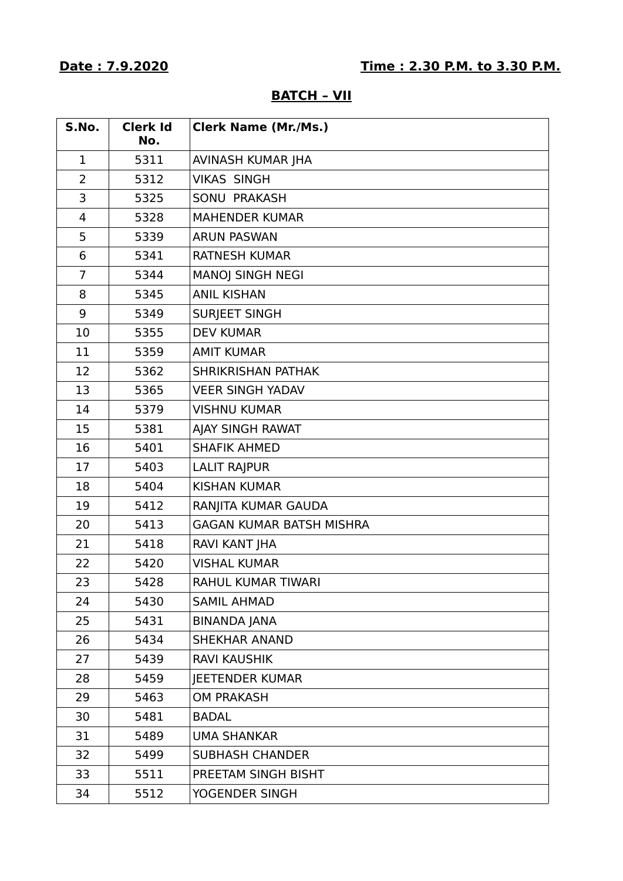**Date : 7.9.2020** **Time : 2.30 P.M. to 3.30 P.M.**

## BATCH – VII

| S.No. | Clerk Id No. | Clerk Name (Mr./Ms.) |
|---|---|---|
| 1 | 5311 | AVINASH KUMAR JHA |
| 2 | 5312 | VIKAS SINGH |
| 3 | 5325 | SONU PRAKASH |
| 4 | 5328 | MAHENDER KUMAR |
| 5 | 5339 | ARUN PASWAN |
| 6 | 5341 | RATNESH KUMAR |
| 7 | 5344 | MANOJ SINGH NEGI |
| 8 | 5345 | ANIL KISHAN |
| 9 | 5349 | SURJEET SINGH |
| 10 | 5355 | DEV KUMAR |
| 11 | 5359 | AMIT KUMAR |
| 12 | 5362 | SHRIKRISHAN PATHAK |
| 13 | 5365 | VEER SINGH YADAV |
| 14 | 5379 | VISHNU KUMAR |
| 15 | 5381 | AJAY SINGH RAWAT |
| 16 | 5401 | SHAFIK AHMED |
| 17 | 5403 | LALIT RAJPUR |
| 18 | 5404 | KISHAN KUMAR |
| 19 | 5412 | RANJITA KUMAR GAUDA |
| 20 | 5413 | GAGAN KUMAR BATSH MISHRA |
| 21 | 5418 | RAVI KANT JHA |
| 22 | 5420 | VISHAL KUMAR |
| 23 | 5428 | RAHUL KUMAR TIWARI |
| 24 | 5430 | SAMIL AHMAD |
| 25 | 5431 | BINANDA JANA |
| 26 | 5434 | SHEKHAR ANAND |
| 27 | 5439 | RAVI KAUSHIK |
| 28 | 5459 | JEETENDER KUMAR |
| 29 | 5463 | OM PRAKASH |
| 30 | 5481 | BADAL |
| 31 | 5489 | UMA SHANKAR |
| 32 | 5499 | SUBHASH CHANDER |
| 33 | 5511 | PREETAM SINGH BISHT |
| 34 | 5512 | YOGENDER SINGH |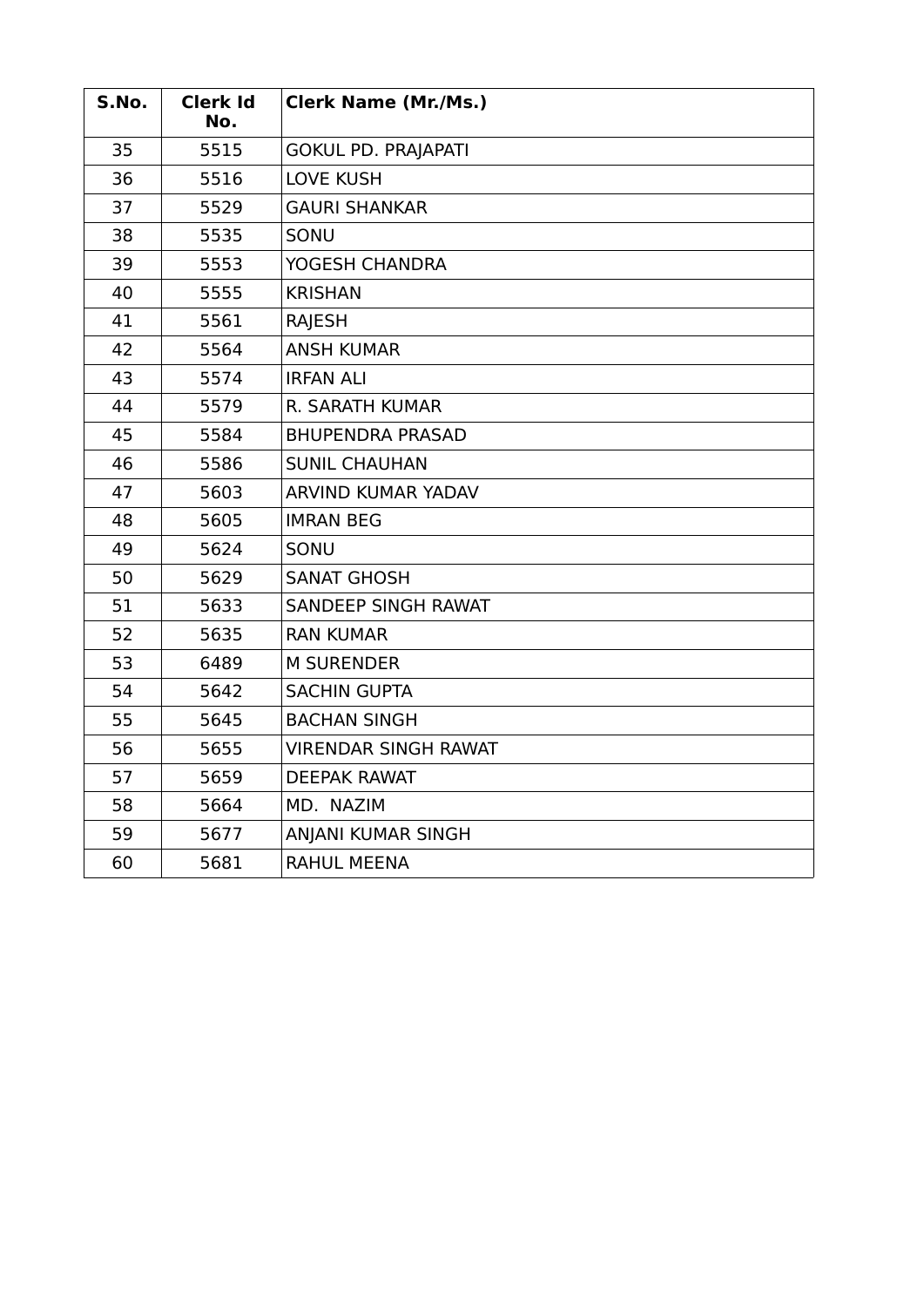| S.No. | Clerk Id No. | Clerk Name (Mr./Ms.) |
| --- | --- | --- |
| 35 | 5515 | GOKUL PD. PRAJAPATI |
| 36 | 5516 | LOVE KUSH |
| 37 | 5529 | GAURI SHANKAR |
| 38 | 5535 | SONU |
| 39 | 5553 | YOGESH CHANDRA |
| 40 | 5555 | KRISHAN |
| 41 | 5561 | RAJESH |
| 42 | 5564 | ANSH KUMAR |
| 43 | 5574 | IRFAN ALI |
| 44 | 5579 | R. SARATH KUMAR |
| 45 | 5584 | BHUPENDRA PRASAD |
| 46 | 5586 | SUNIL CHAUHAN |
| 47 | 5603 | ARVIND KUMAR YADAV |
| 48 | 5605 | IMRAN BEG |
| 49 | 5624 | SONU |
| 50 | 5629 | SANAT GHOSH |
| 51 | 5633 | SANDEEP SINGH RAWAT |
| 52 | 5635 | RAN KUMAR |
| 53 | 6489 | M SURENDER |
| 54 | 5642 | SACHIN GUPTA |
| 55 | 5645 | BACHAN SINGH |
| 56 | 5655 | VIRENDAR SINGH RAWAT |
| 57 | 5659 | DEEPAK RAWAT |
| 58 | 5664 | MD. NAZIM |
| 59 | 5677 | ANJANI KUMAR SINGH |
| 60 | 5681 | RAHUL MEENA |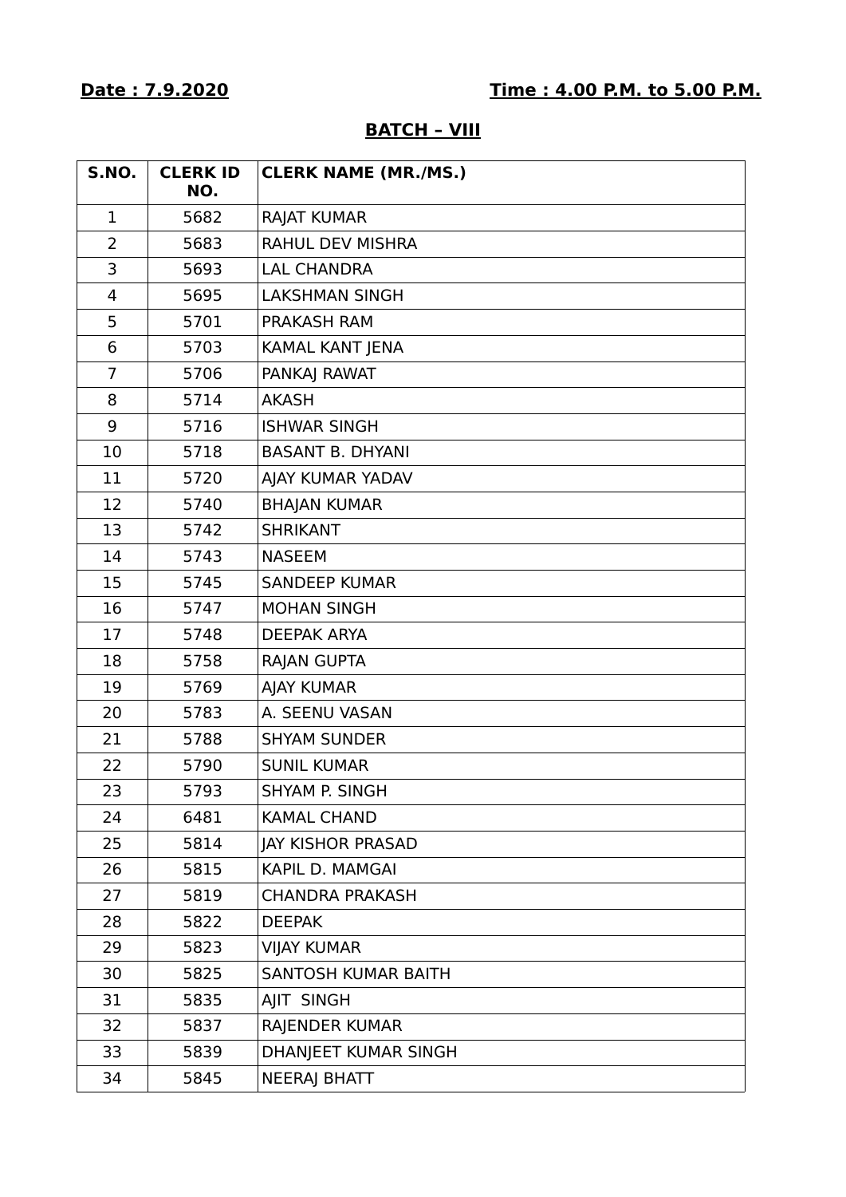**Date : 7.9.2020** **Time : 4.00 P.M. to 5.00 P.M.**

## BATCH – VIII

| S.NO. | CLERK ID NO. | CLERK NAME (MR./MS.) |
|---|---|---|
| 1 | 5682 | RAJAT KUMAR |
| 2 | 5683 | RAHUL DEV MISHRA |
| 3 | 5693 | LAL CHANDRA |
| 4 | 5695 | LAKSHMAN SINGH |
| 5 | 5701 | PRAKASH RAM |
| 6 | 5703 | KAMAL KANT JENA |
| 7 | 5706 | PANKAJ RAWAT |
| 8 | 5714 | AKASH |
| 9 | 5716 | ISHWAR SINGH |
| 10 | 5718 | BASANT B. DHYANI |
| 11 | 5720 | AJAY KUMAR YADAV |
| 12 | 5740 | BHAJAN KUMAR |
| 13 | 5742 | SHRIKANT |
| 14 | 5743 | NASEEM |
| 15 | 5745 | SANDEEP KUMAR |
| 16 | 5747 | MOHAN SINGH |
| 17 | 5748 | DEEPAK ARYA |
| 18 | 5758 | RAJAN GUPTA |
| 19 | 5769 | AJAY KUMAR |
| 20 | 5783 | A. SEENU VASAN |
| 21 | 5788 | SHYAM SUNDER |
| 22 | 5790 | SUNIL KUMAR |
| 23 | 5793 | SHYAM P. SINGH |
| 24 | 6481 | KAMAL CHAND |
| 25 | 5814 | JAY KISHOR PRASAD |
| 26 | 5815 | KAPIL D. MAMGAI |
| 27 | 5819 | CHANDRA PRAKASH |
| 28 | 5822 | DEEPAK |
| 29 | 5823 | VIJAY KUMAR |
| 30 | 5825 | SANTOSH KUMAR BAITH |
| 31 | 5835 | AJIT SINGH |
| 32 | 5837 | RAJENDER KUMAR |
| 33 | 5839 | DHANJEET KUMAR SINGH |
| 34 | 5845 | NEERAJ BHATT |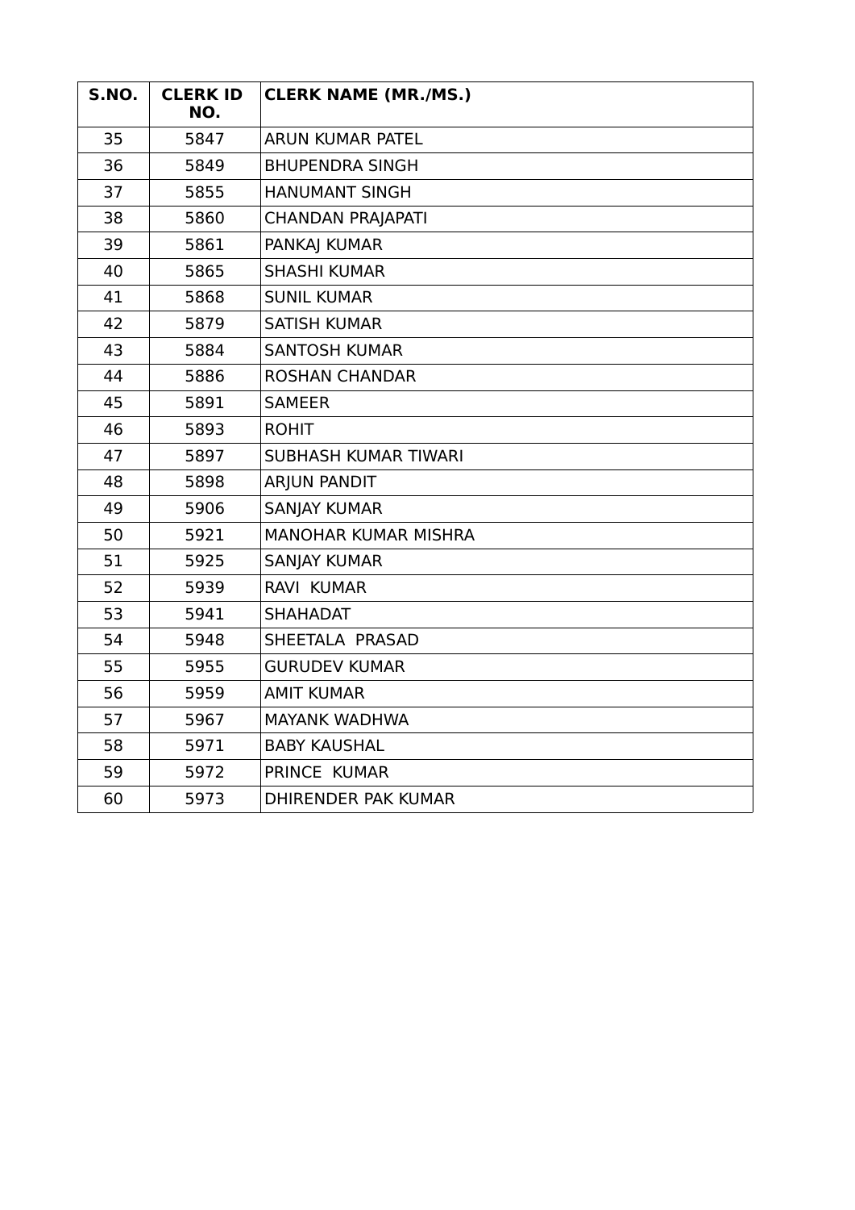| S.NO. | CLERK ID NO. | CLERK NAME (MR./MS.) |
|---|---|---|
| 35 | 5847 | ARUN KUMAR PATEL |
| 36 | 5849 | BHUPENDRA SINGH |
| 37 | 5855 | HANUMANT SINGH |
| 38 | 5860 | CHANDAN PRAJAPATI |
| 39 | 5861 | PANKAJ KUMAR |
| 40 | 5865 | SHASHI KUMAR |
| 41 | 5868 | SUNIL KUMAR |
| 42 | 5879 | SATISH KUMAR |
| 43 | 5884 | SANTOSH KUMAR |
| 44 | 5886 | ROSHAN CHANDAR |
| 45 | 5891 | SAMEER |
| 46 | 5893 | ROHIT |
| 47 | 5897 | SUBHASH KUMAR TIWARI |
| 48 | 5898 | ARJUN PANDIT |
| 49 | 5906 | SANJAY KUMAR |
| 50 | 5921 | MANOHAR KUMAR MISHRA |
| 51 | 5925 | SANJAY KUMAR |
| 52 | 5939 | RAVI KUMAR |
| 53 | 5941 | SHAHADAT |
| 54 | 5948 | SHEETALA PRASAD |
| 55 | 5955 | GURUDEV KUMAR |
| 56 | 5959 | AMIT KUMAR |
| 57 | 5967 | MAYANK WADHWA |
| 58 | 5971 | BABY KAUSHAL |
| 59 | 5972 | PRINCE KUMAR |
| 60 | 5973 | DHIRENDER PAK KUMAR |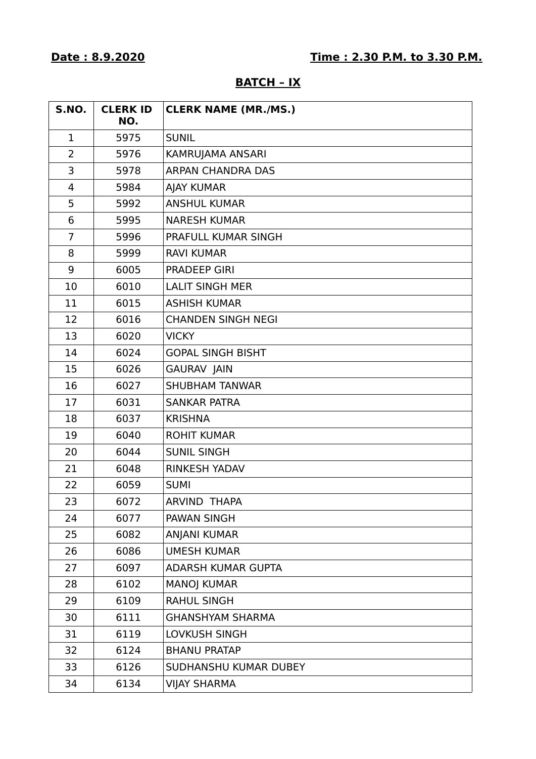**Date : 8.9.2020** **Time : 2.30 P.M. to 3.30 P.M.**

## BATCH – IX

| S.NO. | CLERK ID NO. | CLERK NAME (MR./MS.) |
|---|---|---|
| 1 | 5975 | SUNIL |
| 2 | 5976 | KAMRUJAMA ANSARI |
| 3 | 5978 | ARPAN CHANDRA DAS |
| 4 | 5984 | AJAY KUMAR |
| 5 | 5992 | ANSHUL KUMAR |
| 6 | 5995 | NARESH KUMAR |
| 7 | 5996 | PRAFULL KUMAR SINGH |
| 8 | 5999 | RAVI KUMAR |
| 9 | 6005 | PRADEEP GIRI |
| 10 | 6010 | LALIT SINGH MER |
| 11 | 6015 | ASHISH KUMAR |
| 12 | 6016 | CHANDEN SINGH NEGI |
| 13 | 6020 | VICKY |
| 14 | 6024 | GOPAL SINGH BISHT |
| 15 | 6026 | GAURAV JAIN |
| 16 | 6027 | SHUBHAM TANWAR |
| 17 | 6031 | SANKAR PATRA |
| 18 | 6037 | KRISHNA |
| 19 | 6040 | ROHIT KUMAR |
| 20 | 6044 | SUNIL SINGH |
| 21 | 6048 | RINKESH YADAV |
| 22 | 6059 | SUMI |
| 23 | 6072 | ARVIND THAPA |
| 24 | 6077 | PAWAN SINGH |
| 25 | 6082 | ANJANI KUMAR |
| 26 | 6086 | UMESH KUMAR |
| 27 | 6097 | ADARSH KUMAR GUPTA |
| 28 | 6102 | MANOJ KUMAR |
| 29 | 6109 | RAHUL SINGH |
| 30 | 6111 | GHANSHYAM SHARMA |
| 31 | 6119 | LOVKUSH SINGH |
| 32 | 6124 | BHANU PRATAP |
| 33 | 6126 | SUDHANSHU KUMAR DUBEY |
| 34 | 6134 | VIJAY SHARMA |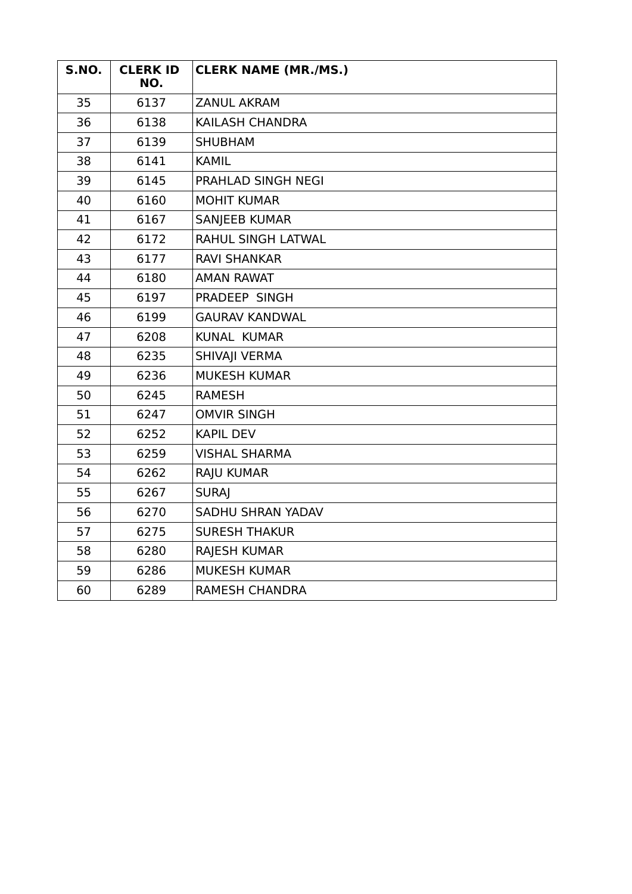| S.NO. | CLERK ID NO. | CLERK NAME (MR./MS.) |
|---|---|---|
| 35 | 6137 | ZANUL AKRAM |
| 36 | 6138 | KAILASH CHANDRA |
| 37 | 6139 | SHUBHAM |
| 38 | 6141 | KAMIL |
| 39 | 6145 | PRAHLAD SINGH NEGI |
| 40 | 6160 | MOHIT KUMAR |
| 41 | 6167 | SANJEEB KUMAR |
| 42 | 6172 | RAHUL SINGH LATWAL |
| 43 | 6177 | RAVI SHANKAR |
| 44 | 6180 | AMAN RAWAT |
| 45 | 6197 | PRADEEP SINGH |
| 46 | 6199 | GAURAV KANDWAL |
| 47 | 6208 | KUNAL KUMAR |
| 48 | 6235 | SHIVAJI VERMA |
| 49 | 6236 | MUKESH KUMAR |
| 50 | 6245 | RAMESH |
| 51 | 6247 | OMVIR SINGH |
| 52 | 6252 | KAPIL DEV |
| 53 | 6259 | VISHAL SHARMA |
| 54 | 6262 | RAJU KUMAR |
| 55 | 6267 | SURAJ |
| 56 | 6270 | SADHU SHRAN YADAV |
| 57 | 6275 | SURESH THAKUR |
| 58 | 6280 | RAJESH KUMAR |
| 59 | 6286 | MUKESH KUMAR |
| 60 | 6289 | RAMESH CHANDRA |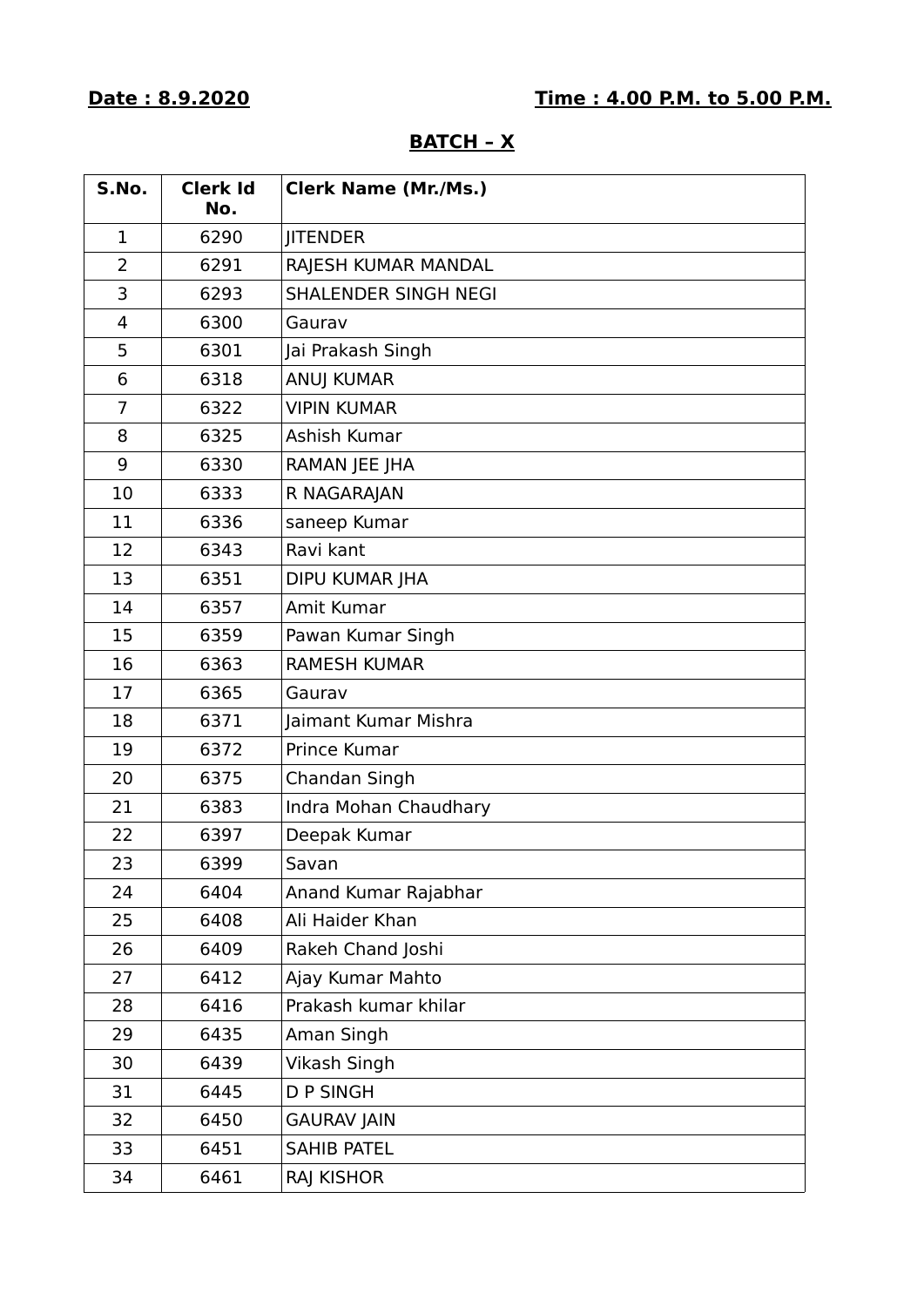**Date : 8.9.2020** **Time : 4.00 P.M. to 5.00 P.M.**

**BATCH – X**

| S.No. | Clerk Id No. | Clerk Name (Mr./Ms.) |
|---|---|---|
| 1 | 6290 | JITENDER |
| 2 | 6291 | RAJESH KUMAR MANDAL |
| 3 | 6293 | SHALENDER SINGH NEGI |
| 4 | 6300 | Gaurav |
| 5 | 6301 | Jai Prakash Singh |
| 6 | 6318 | ANUJ KUMAR |
| 7 | 6322 | VIPIN KUMAR |
| 8 | 6325 | Ashish Kumar |
| 9 | 6330 | RAMAN JEE JHA |
| 10 | 6333 | R NAGARAJAN |
| 11 | 6336 | saneep Kumar |
| 12 | 6343 | Ravi kant |
| 13 | 6351 | DIPU KUMAR JHA |
| 14 | 6357 | Amit Kumar |
| 15 | 6359 | Pawan Kumar Singh |
| 16 | 6363 | RAMESH KUMAR |
| 17 | 6365 | Gaurav |
| 18 | 6371 | Jaimant Kumar Mishra |
| 19 | 6372 | Prince Kumar |
| 20 | 6375 | Chandan Singh |
| 21 | 6383 | Indra Mohan Chaudhary |
| 22 | 6397 | Deepak Kumar |
| 23 | 6399 | Savan |
| 24 | 6404 | Anand Kumar Rajabhar |
| 25 | 6408 | Ali Haider Khan |
| 26 | 6409 | Rakeh Chand Joshi |
| 27 | 6412 | Ajay Kumar Mahto |
| 28 | 6416 | Prakash kumar khilar |
| 29 | 6435 | Aman Singh |
| 30 | 6439 | Vikash Singh |
| 31 | 6445 | D P SINGH |
| 32 | 6450 | GAURAV JAIN |
| 33 | 6451 | SAHIB PATEL |
| 34 | 6461 | RAJ KISHOR |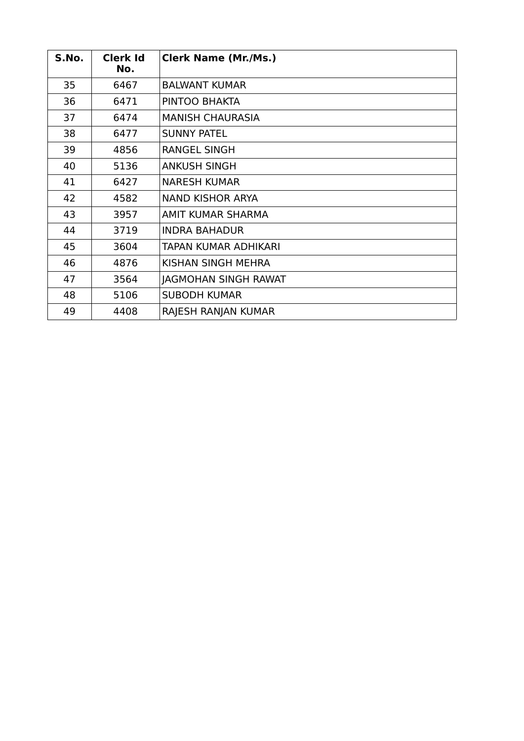| S.No. | Clerk Id No. | Clerk Name (Mr./Ms.) |
|---|---|---|
| 35 | 6467 | BALWANT KUMAR |
| 36 | 6471 | PINTOO BHAKTA |
| 37 | 6474 | MANISH CHAURASIA |
| 38 | 6477 | SUNNY PATEL |
| 39 | 4856 | RANGEL SINGH |
| 40 | 5136 | ANKUSH SINGH |
| 41 | 6427 | NARESH KUMAR |
| 42 | 4582 | NAND KISHOR ARYA |
| 43 | 3957 | AMIT KUMAR SHARMA |
| 44 | 3719 | INDRA BAHADUR |
| 45 | 3604 | TAPAN KUMAR ADHIKARI |
| 46 | 4876 | KISHAN SINGH MEHRA |
| 47 | 3564 | JAGMOHAN SINGH RAWAT |
| 48 | 5106 | SUBODH KUMAR |
| 49 | 4408 | RAJESH RANJAN KUMAR |